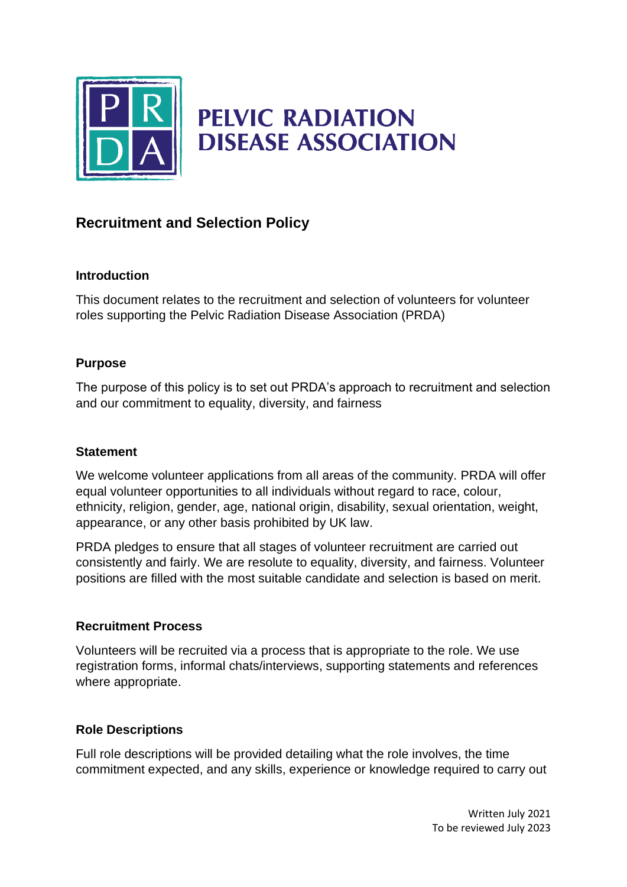# PELVIC RADIATION DISEASE ASSOCIATION

## Recruitment and Selection Policy

### Introduction

This document relates to the recruitment and selection of volunteers for volunteer roles supporting the Pelvic Radiation Disease Association (PRDA)

### Purpose

The purpose of this policy is to set out PRDA's approach to recruitment and selection and our commitment to equality, diversity, and fairness

### Statement

We welcome volunteer applications from all areas of the community. PRDA will offer equal volunteer opportunities to all individuals without regard to race, colour, ethnicity, religion, gender, age, national origin, disability, sexual orientation, weight, appearance, or any other basis prohibited by UK law.

PRDA pledges to ensure that all stages of volunteer recruitment are carried out consistently and fairly. We are resolute to equality, diversity, and fairness. Volunteer positions are filled with the most suitable candidate and selection is based on merit.

### Recruitment Process

Volunteers will be recruited via a process that is appropriate to the role. We use registration forms, informal chats/interviews, supporting statements and references where appropriate.

### Role Descriptions

Full role descriptions will be provided detailing what the role involves, the time commitment expected, and any skills, experience or knowledge required to carry out

Written July 2021
To be reviewed July 2023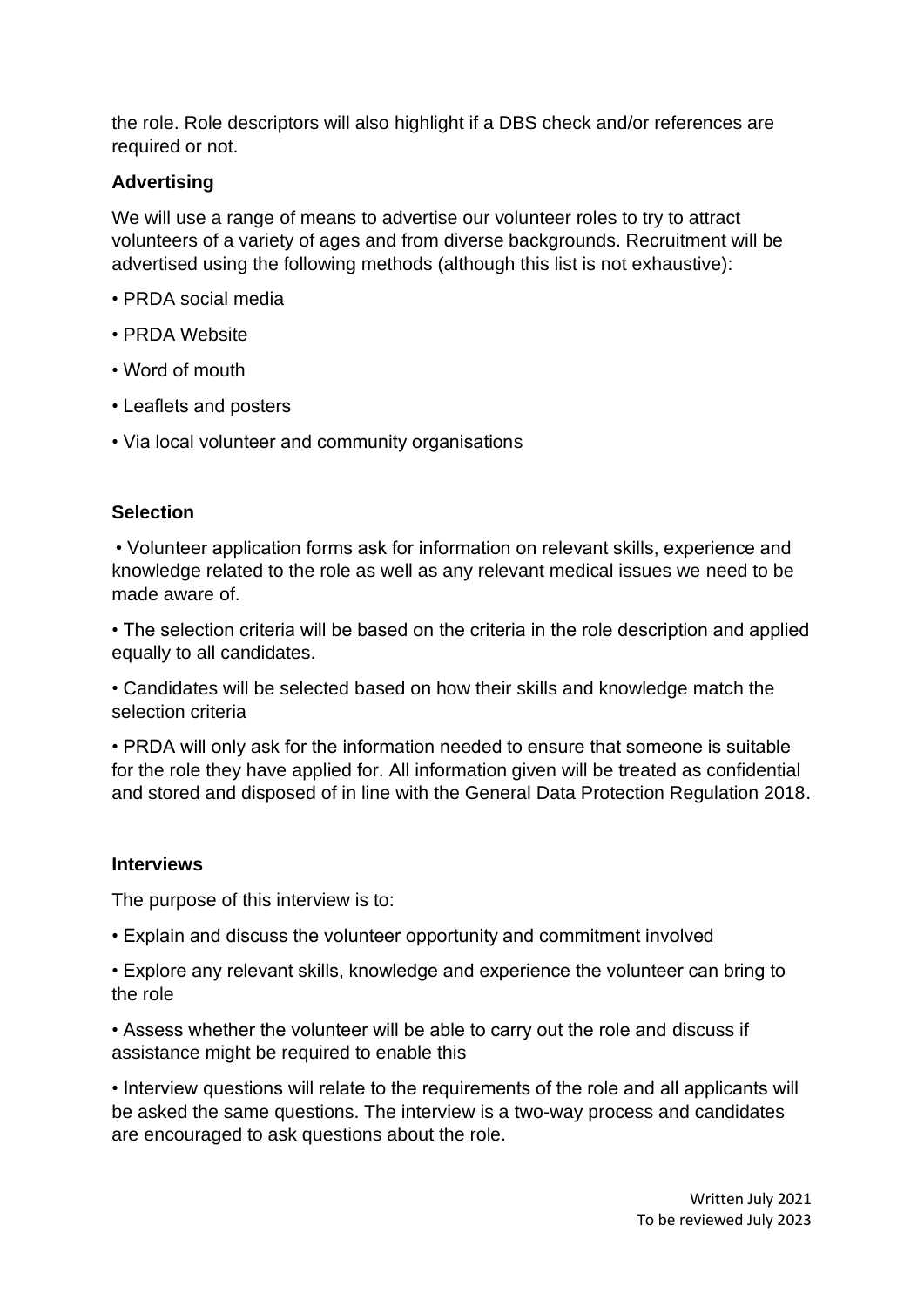the role. Role descriptors will also highlight if a DBS check and/or references are required or not.

**Advertising**

We will use a range of means to advertise our volunteer roles to try to attract volunteers of a variety of ages and from diverse backgrounds. Recruitment will be advertised using the following methods (although this list is not exhaustive):

- PRDA social media
- PRDA Website
- Word of mouth
- Leaflets and posters
- Via local volunteer and community organisations

**Selection**

- Volunteer application forms ask for information on relevant skills, experience and knowledge related to the role as well as any relevant medical issues we need to be made aware of.
- The selection criteria will be based on the criteria in the role description and applied equally to all candidates.
- Candidates will be selected based on how their skills and knowledge match the selection criteria
- PRDA will only ask for the information needed to ensure that someone is suitable for the role they have applied for. All information given will be treated as confidential and stored and disposed of in line with the General Data Protection Regulation 2018.

**Interviews**

The purpose of this interview is to:

- Explain and discuss the volunteer opportunity and commitment involved
- Explore any relevant skills, knowledge and experience the volunteer can bring to the role
- Assess whether the volunteer will be able to carry out the role and discuss if assistance might be required to enable this
- Interview questions will relate to the requirements of the role and all applicants will be asked the same questions. The interview is a two-way process and candidates are encouraged to ask questions about the role.

Written July 2021
To be reviewed July 2023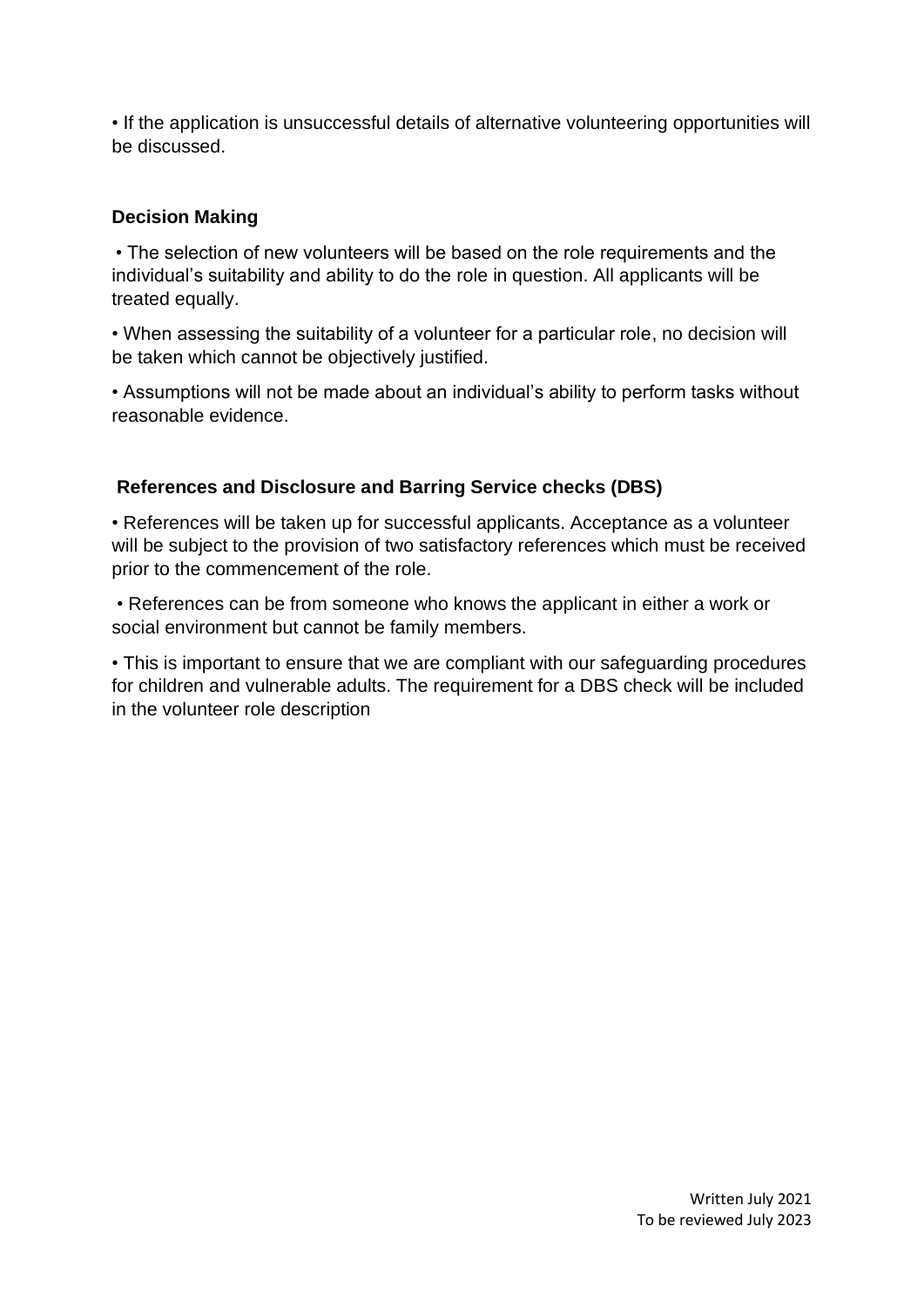• If the application is unsuccessful details of alternative volunteering opportunities will be discussed.

### Decision Making

• The selection of new volunteers will be based on the role requirements and the individual's suitability and ability to do the role in question. All applicants will be treated equally.

• When assessing the suitability of a volunteer for a particular role, no decision will be taken which cannot be objectively justified.

• Assumptions will not be made about an individual's ability to perform tasks without reasonable evidence.

### References and Disclosure and Barring Service checks (DBS)

• References will be taken up for successful applicants. Acceptance as a volunteer will be subject to the provision of two satisfactory references which must be received prior to the commencement of the role.

• References can be from someone who knows the applicant in either a work or social environment but cannot be family members.

• This is important to ensure that we are compliant with our safeguarding procedures for children and vulnerable adults. The requirement for a DBS check will be included in the volunteer role description

Written July 2021
To be reviewed July 2023